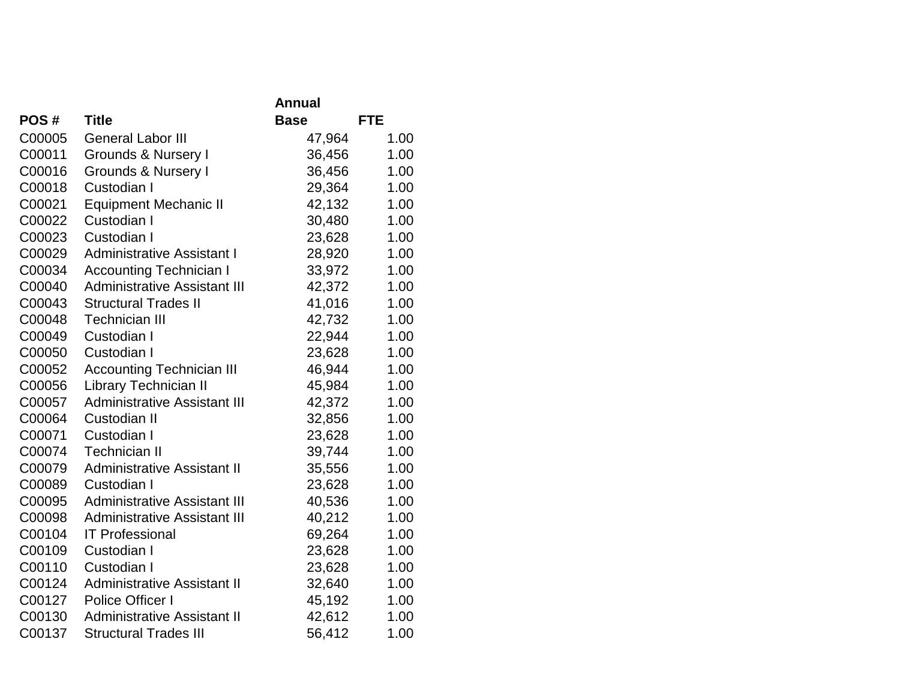| POS # | Title | Annual Base | FTE |
|---|---|---|---|
| C00005 | General Labor III | 47,964 | 1.00 |
| C00011 | Grounds & Nursery I | 36,456 | 1.00 |
| C00016 | Grounds & Nursery I | 36,456 | 1.00 |
| C00018 | Custodian I | 29,364 | 1.00 |
| C00021 | Equipment Mechanic II | 42,132 | 1.00 |
| C00022 | Custodian I | 30,480 | 1.00 |
| C00023 | Custodian I | 23,628 | 1.00 |
| C00029 | Administrative Assistant I | 28,920 | 1.00 |
| C00034 | Accounting Technician I | 33,972 | 1.00 |
| C00040 | Administrative Assistant III | 42,372 | 1.00 |
| C00043 | Structural Trades II | 41,016 | 1.00 |
| C00048 | Technician III | 42,732 | 1.00 |
| C00049 | Custodian I | 22,944 | 1.00 |
| C00050 | Custodian I | 23,628 | 1.00 |
| C00052 | Accounting Technician III | 46,944 | 1.00 |
| C00056 | Library Technician II | 45,984 | 1.00 |
| C00057 | Administrative Assistant III | 42,372 | 1.00 |
| C00064 | Custodian II | 32,856 | 1.00 |
| C00071 | Custodian I | 23,628 | 1.00 |
| C00074 | Technician II | 39,744 | 1.00 |
| C00079 | Administrative Assistant II | 35,556 | 1.00 |
| C00089 | Custodian I | 23,628 | 1.00 |
| C00095 | Administrative Assistant III | 40,536 | 1.00 |
| C00098 | Administrative Assistant III | 40,212 | 1.00 |
| C00104 | IT Professional | 69,264 | 1.00 |
| C00109 | Custodian I | 23,628 | 1.00 |
| C00110 | Custodian I | 23,628 | 1.00 |
| C00124 | Administrative Assistant II | 32,640 | 1.00 |
| C00127 | Police Officer I | 45,192 | 1.00 |
| C00130 | Administrative Assistant II | 42,612 | 1.00 |
| C00137 | Structural Trades III | 56,412 | 1.00 |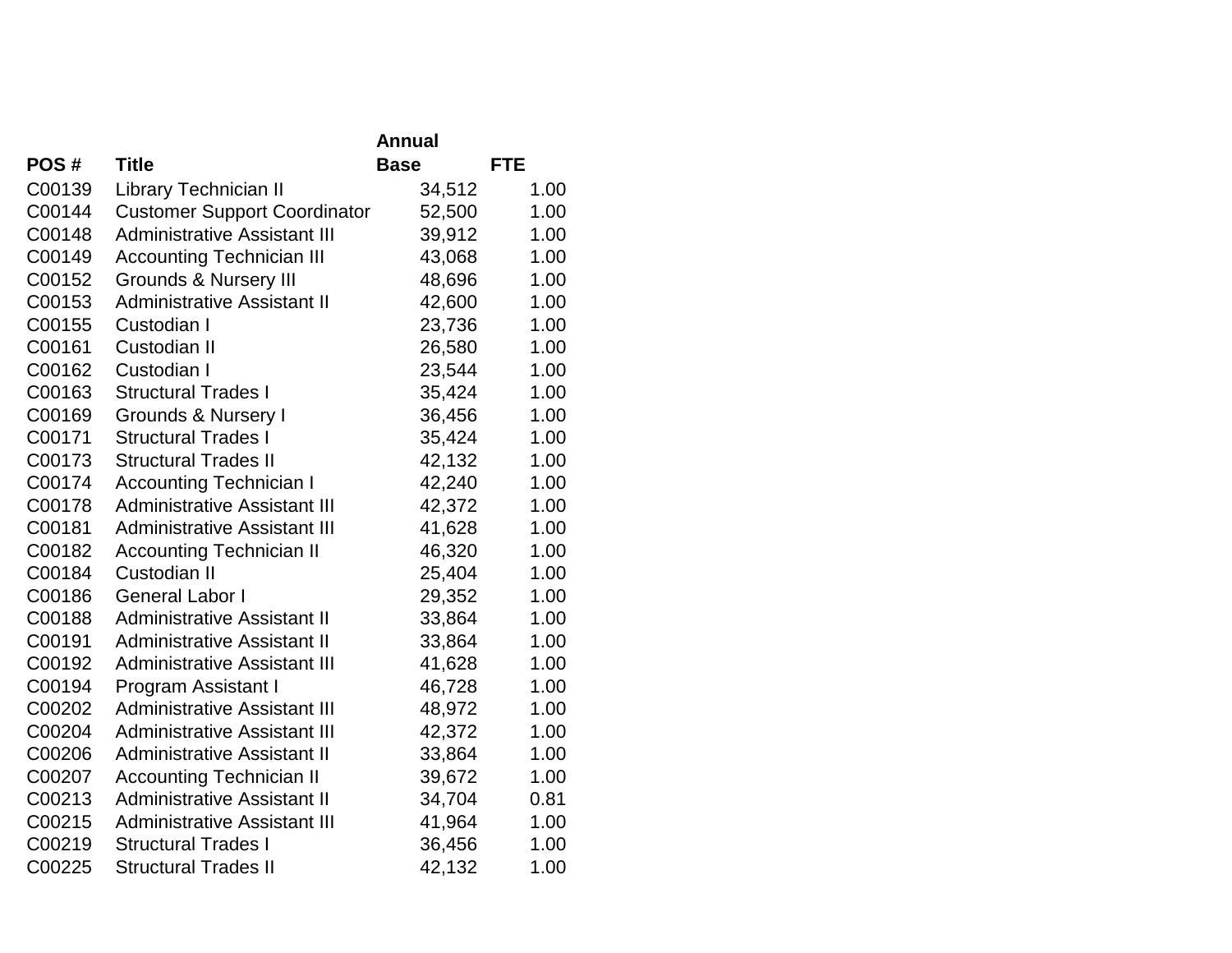| POS # | Title | Annual Base | FTE |
|---|---|---|---|
| C00139 | Library Technician II | 34,512 | 1.00 |
| C00144 | Customer Support Coordinator | 52,500 | 1.00 |
| C00148 | Administrative Assistant III | 39,912 | 1.00 |
| C00149 | Accounting Technician III | 43,068 | 1.00 |
| C00152 | Grounds & Nursery III | 48,696 | 1.00 |
| C00153 | Administrative Assistant II | 42,600 | 1.00 |
| C00155 | Custodian I | 23,736 | 1.00 |
| C00161 | Custodian II | 26,580 | 1.00 |
| C00162 | Custodian I | 23,544 | 1.00 |
| C00163 | Structural Trades I | 35,424 | 1.00 |
| C00169 | Grounds & Nursery I | 36,456 | 1.00 |
| C00171 | Structural Trades I | 35,424 | 1.00 |
| C00173 | Structural Trades II | 42,132 | 1.00 |
| C00174 | Accounting Technician I | 42,240 | 1.00 |
| C00178 | Administrative Assistant III | 42,372 | 1.00 |
| C00181 | Administrative Assistant III | 41,628 | 1.00 |
| C00182 | Accounting Technician II | 46,320 | 1.00 |
| C00184 | Custodian II | 25,404 | 1.00 |
| C00186 | General Labor I | 29,352 | 1.00 |
| C00188 | Administrative Assistant II | 33,864 | 1.00 |
| C00191 | Administrative Assistant II | 33,864 | 1.00 |
| C00192 | Administrative Assistant III | 41,628 | 1.00 |
| C00194 | Program Assistant I | 46,728 | 1.00 |
| C00202 | Administrative Assistant III | 48,972 | 1.00 |
| C00204 | Administrative Assistant III | 42,372 | 1.00 |
| C00206 | Administrative Assistant II | 33,864 | 1.00 |
| C00207 | Accounting Technician II | 39,672 | 1.00 |
| C00213 | Administrative Assistant II | 34,704 | 0.81 |
| C00215 | Administrative Assistant III | 41,964 | 1.00 |
| C00219 | Structural Trades I | 36,456 | 1.00 |
| C00225 | Structural Trades II | 42,132 | 1.00 |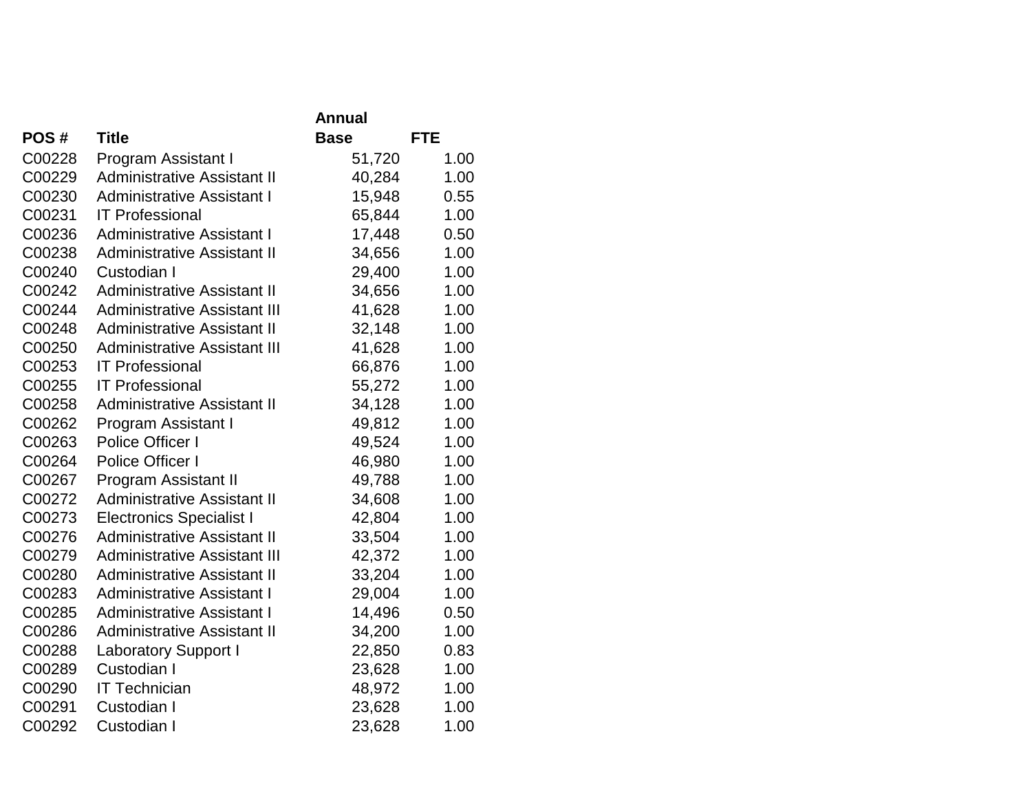| POS # | Title | Annual Base | FTE |
|---|---|---|---|
| C00228 | Program Assistant I | 51,720 | 1.00 |
| C00229 | Administrative Assistant II | 40,284 | 1.00 |
| C00230 | Administrative Assistant I | 15,948 | 0.55 |
| C00231 | IT Professional | 65,844 | 1.00 |
| C00236 | Administrative Assistant I | 17,448 | 0.50 |
| C00238 | Administrative Assistant II | 34,656 | 1.00 |
| C00240 | Custodian I | 29,400 | 1.00 |
| C00242 | Administrative Assistant II | 34,656 | 1.00 |
| C00244 | Administrative Assistant III | 41,628 | 1.00 |
| C00248 | Administrative Assistant II | 32,148 | 1.00 |
| C00250 | Administrative Assistant III | 41,628 | 1.00 |
| C00253 | IT Professional | 66,876 | 1.00 |
| C00255 | IT Professional | 55,272 | 1.00 |
| C00258 | Administrative Assistant II | 34,128 | 1.00 |
| C00262 | Program Assistant I | 49,812 | 1.00 |
| C00263 | Police Officer I | 49,524 | 1.00 |
| C00264 | Police Officer I | 46,980 | 1.00 |
| C00267 | Program Assistant II | 49,788 | 1.00 |
| C00272 | Administrative Assistant II | 34,608 | 1.00 |
| C00273 | Electronics Specialist I | 42,804 | 1.00 |
| C00276 | Administrative Assistant II | 33,504 | 1.00 |
| C00279 | Administrative Assistant III | 42,372 | 1.00 |
| C00280 | Administrative Assistant II | 33,204 | 1.00 |
| C00283 | Administrative Assistant I | 29,004 | 1.00 |
| C00285 | Administrative Assistant I | 14,496 | 0.50 |
| C00286 | Administrative Assistant II | 34,200 | 1.00 |
| C00288 | Laboratory Support I | 22,850 | 0.83 |
| C00289 | Custodian I | 23,628 | 1.00 |
| C00290 | IT Technician | 48,972 | 1.00 |
| C00291 | Custodian I | 23,628 | 1.00 |
| C00292 | Custodian I | 23,628 | 1.00 |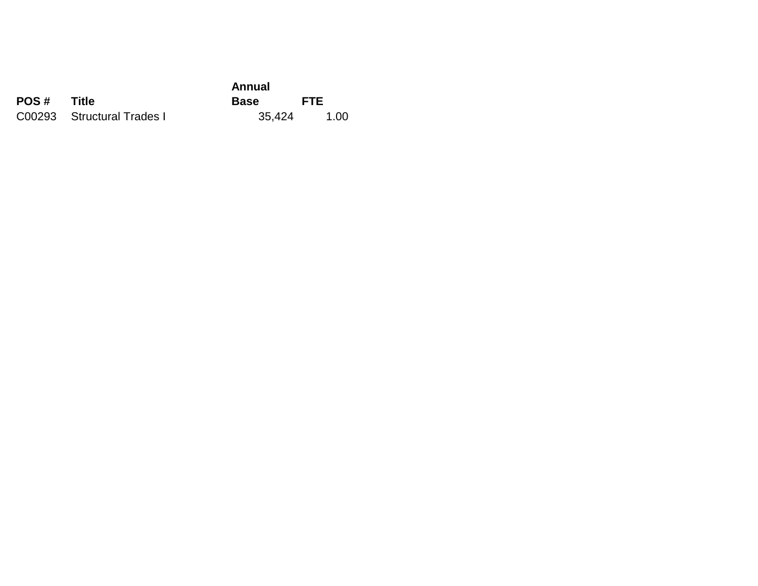| POS # | Title | Annual Base | FTE |
|---|---|---|---|
| C00293 | Structural Trades I | 35,424 | 1.00 |